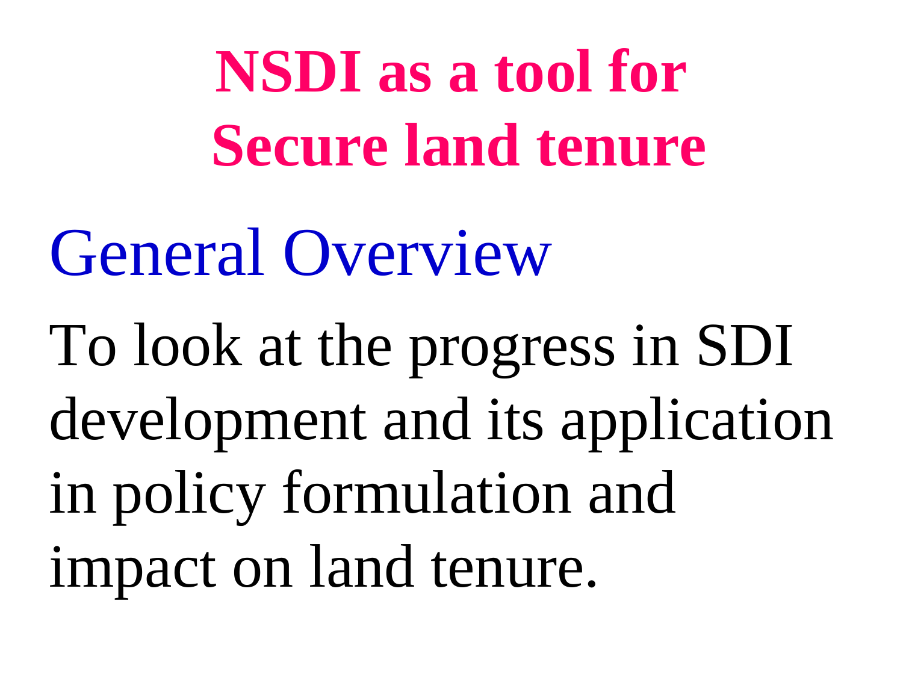# NSDI as a tool for Secure land tenure

## General Overview

To look at the progress in SDI development and its application in policy formulation and impact on land tenure.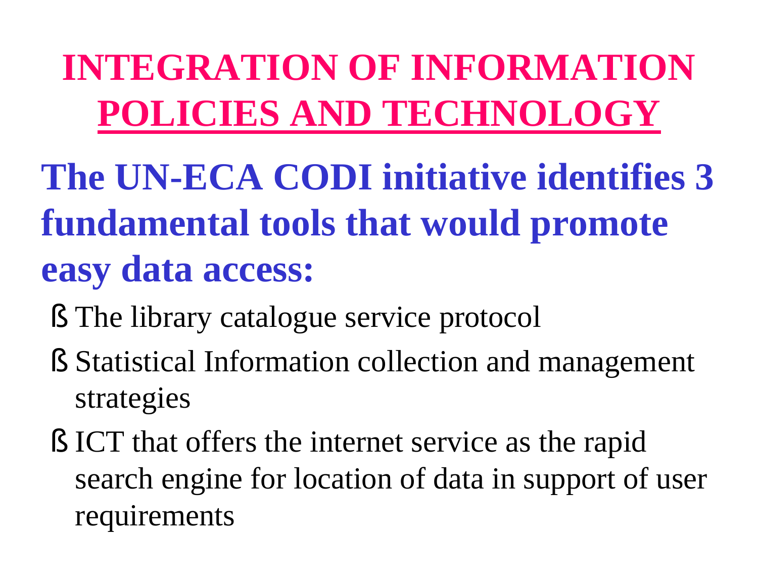# INTEGRATION OF INFORMATION POLICIES AND TECHNOLOGY

## The UN-ECA CODI initiative identifies 3 fundamental tools that would promote easy data access:

- The library catalogue service protocol
- Statistical Information collection and management strategies
- ICT that offers the internet service as the rapid search engine for location of data in support of user requirements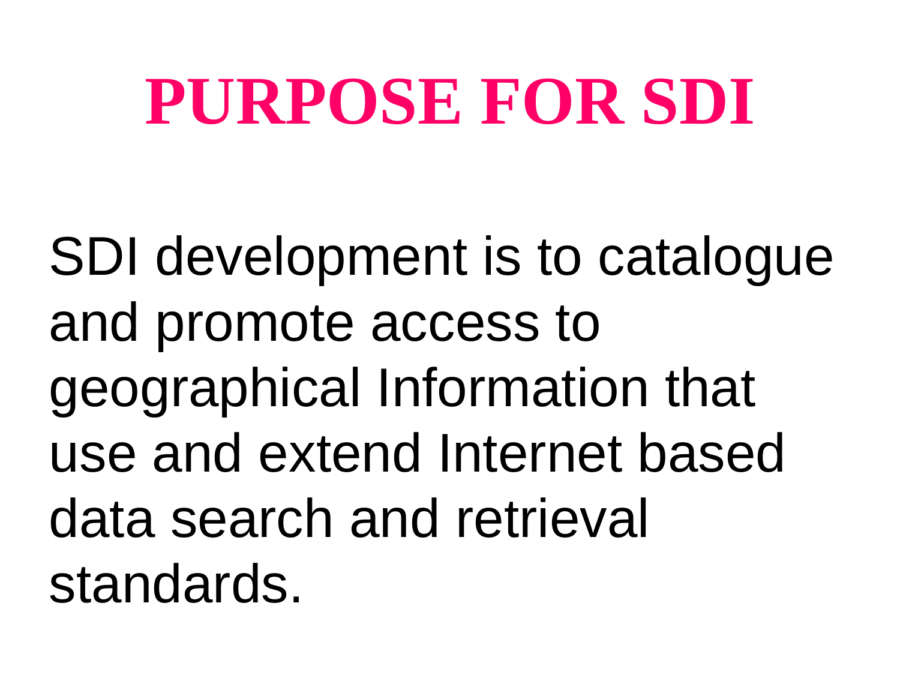# PURPOSE FOR SDI

SDI development is to catalogue and promote access to geographical Information that use and extend Internet based data search and retrieval standards.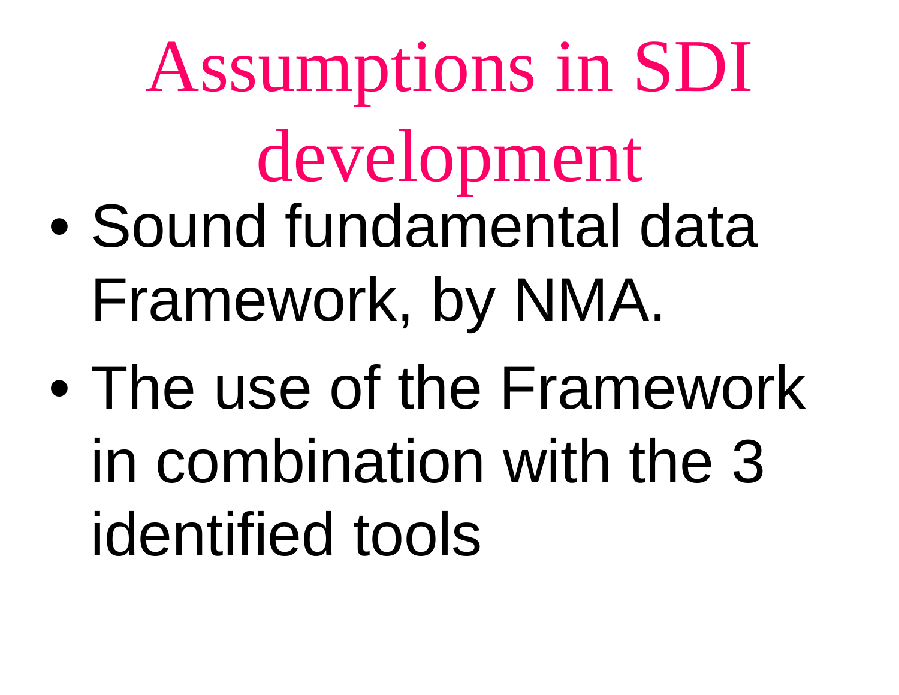# Assumptions in SDI development

- Sound fundamental data Framework, by NMA.
- The use of the Framework in combination with the 3 identified tools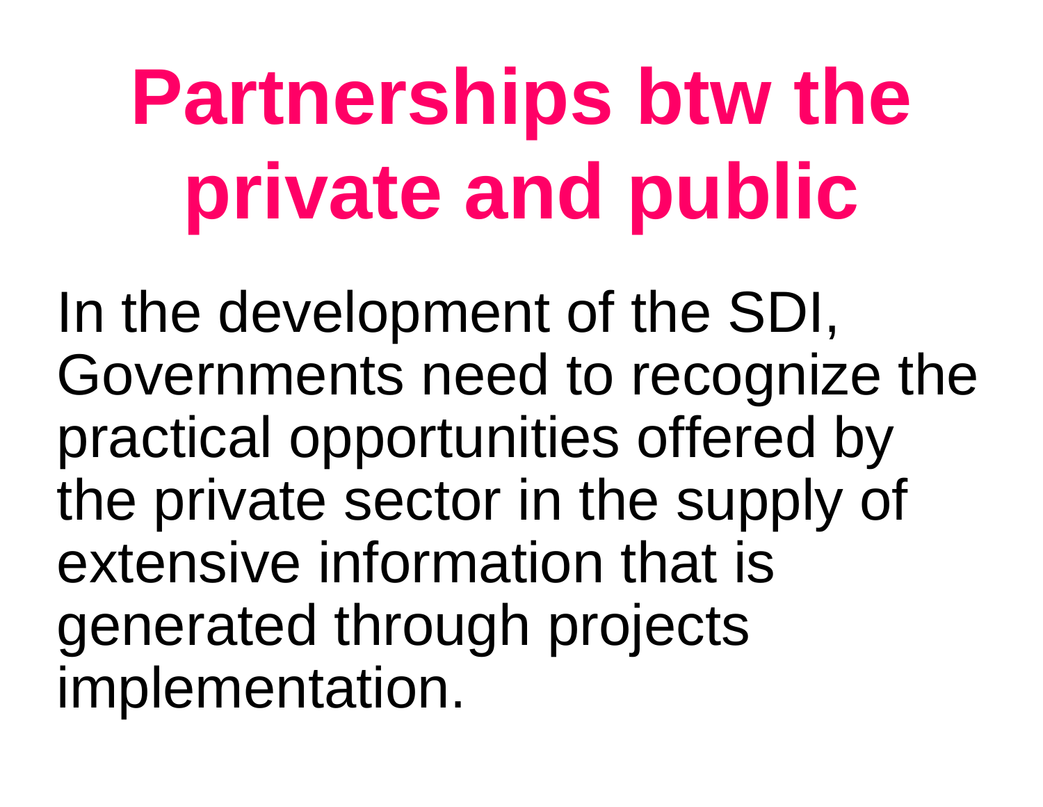# Partnerships btw the private and public

In the development of the SDI, Governments need to recognize the practical opportunities offered by the private sector in the supply of extensive information that is generated through projects implementation.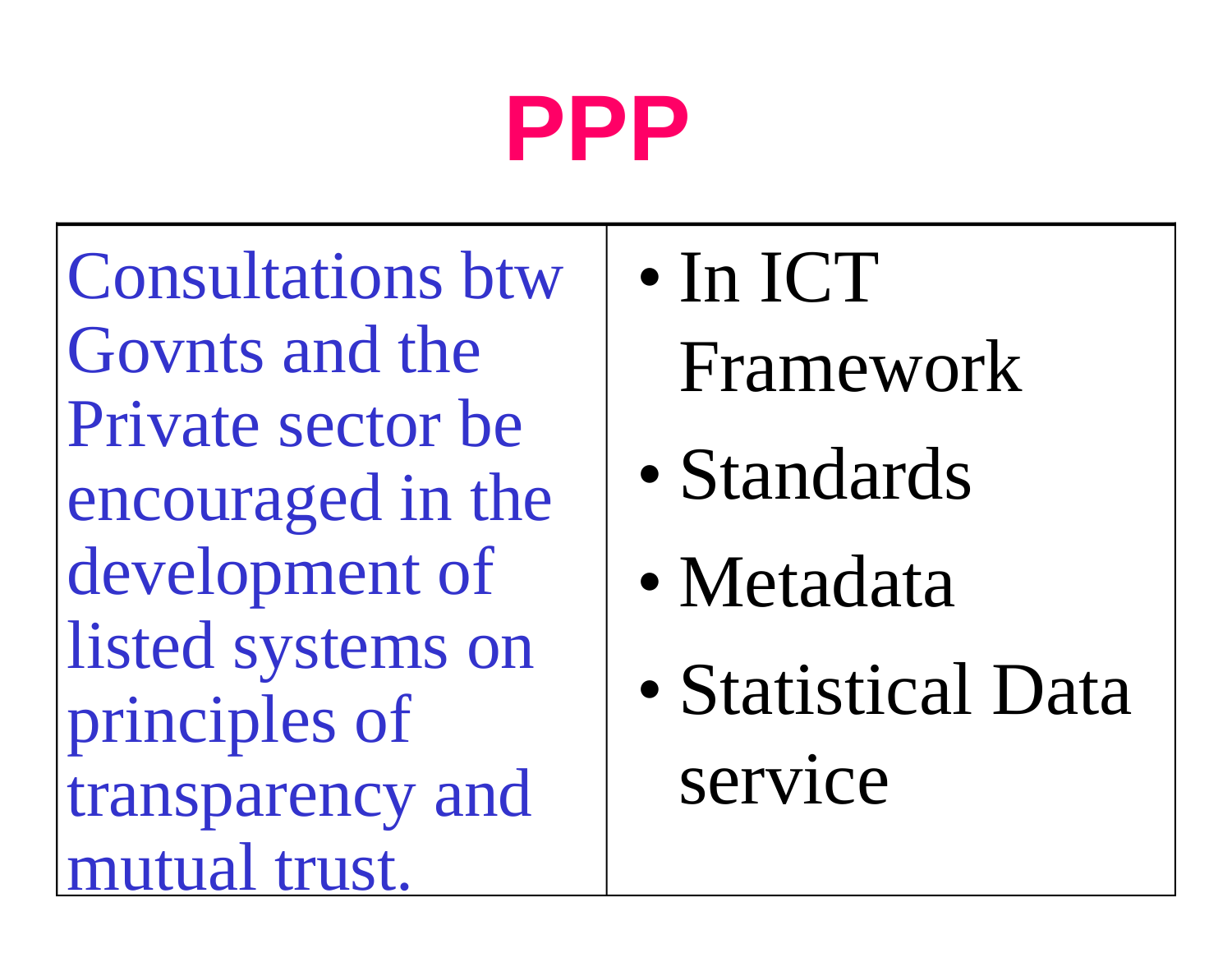# PPP

| Consultations btw Govnts and the Private sector be encouraged in the development of listed systems on principles of transparency and mutual trust. | • In ICT Framework<br>• Standards<br>• Metadata<br>• Statistical Data service |
|---|---|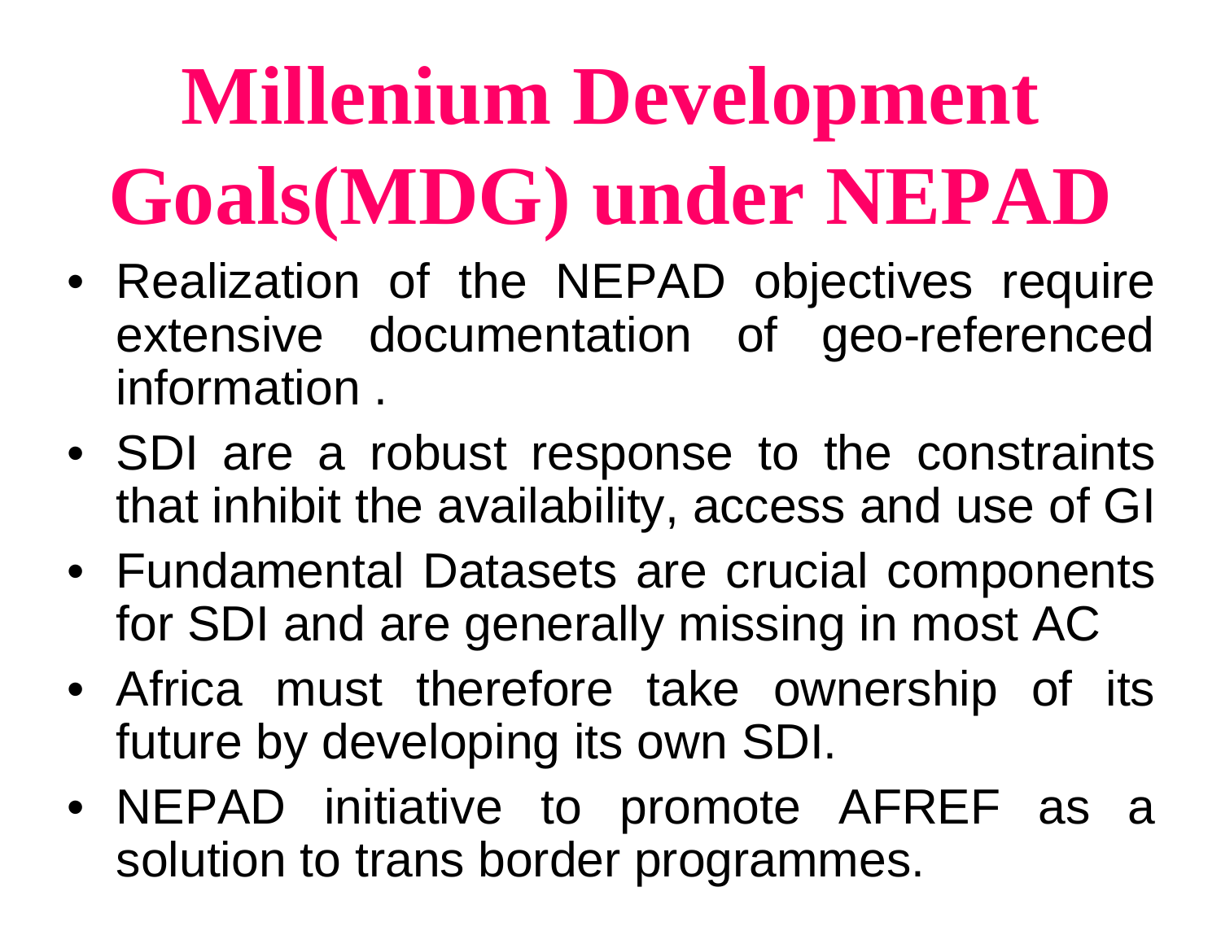# Millenium Development Goals(MDG) under NEPAD

- Realization of the NEPAD objectives require extensive documentation of geo-referenced information .
- SDI are a robust response to the constraints that inhibit the availability, access and use of GI
- Fundamental Datasets are crucial components for SDI and are generally missing in most AC
- Africa must therefore take ownership of its future by developing its own SDI.
- NEPAD initiative to promote AFREF as a solution to trans border programmes.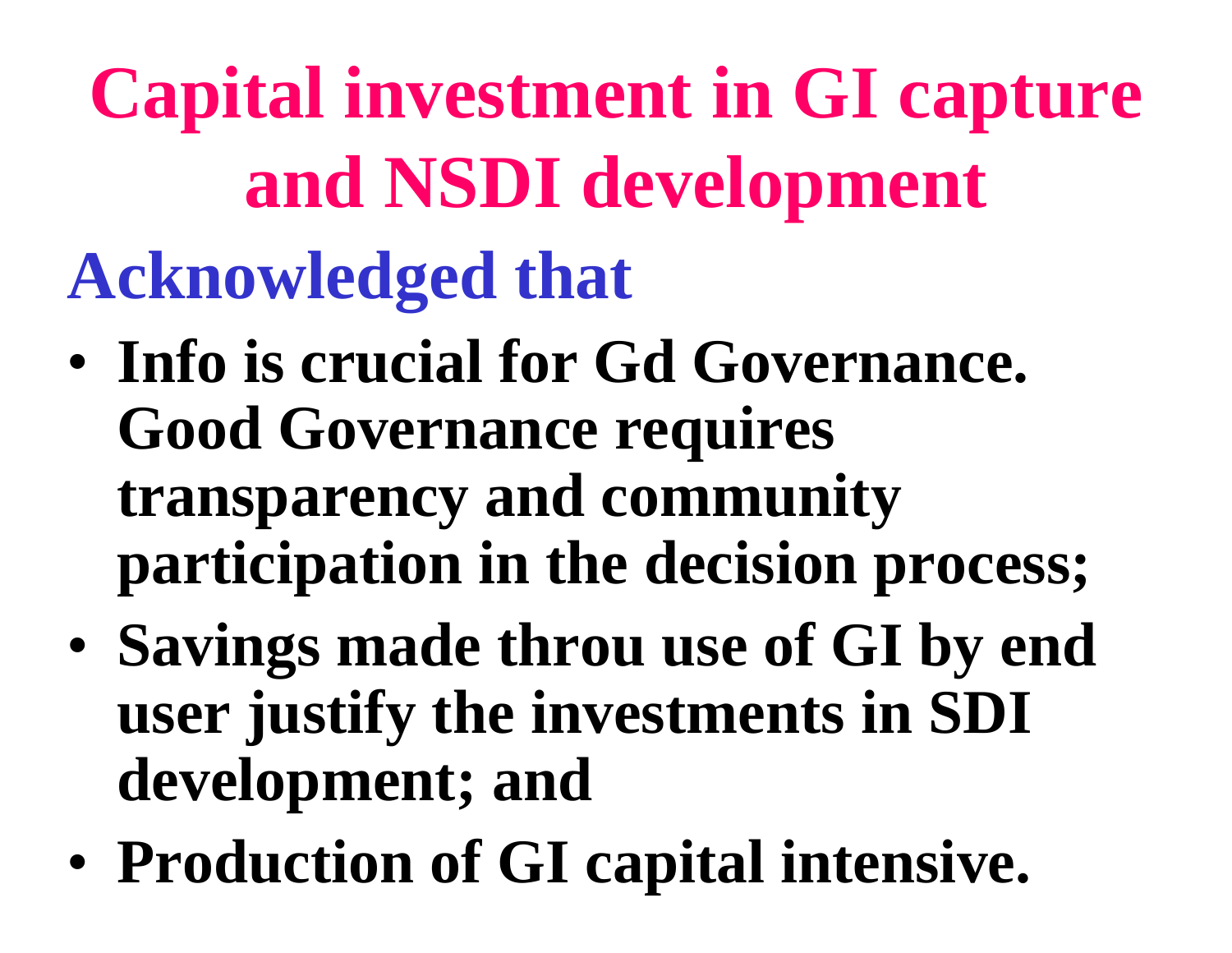# Capital investment in GI capture and NSDI development

## Acknowledged that

- **Info is crucial for Gd Governance. Good Governance requires transparency and community participation in the decision process;**
- **Savings made throu use of GI by end user justify the investments in SDI development; and**
- **Production of GI capital intensive.**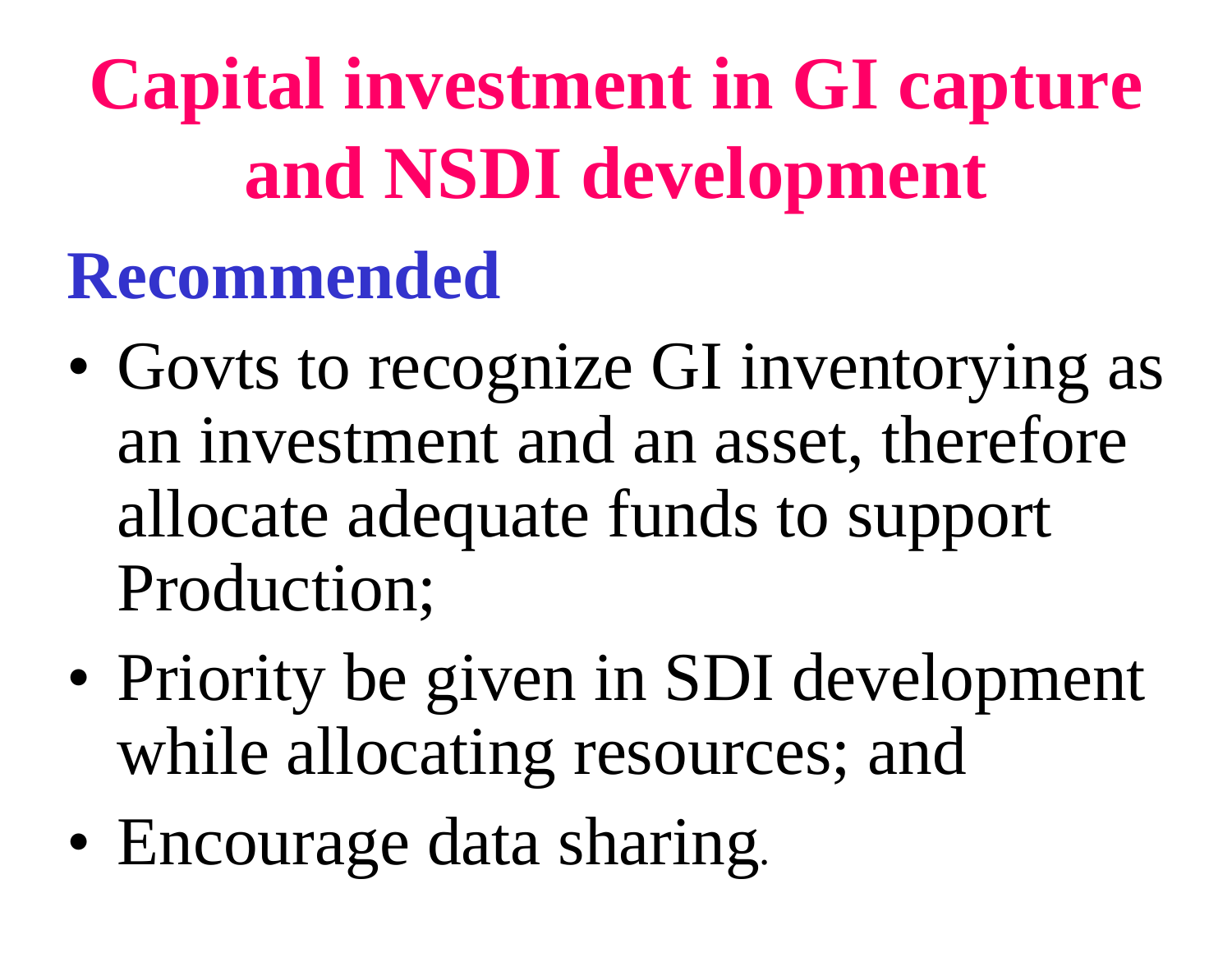# Capital investment in GI capture and NSDI development

## Recommended

- Govts to recognize GI inventorying as an investment and an asset, therefore allocate adequate funds to support Production;
- Priority be given in SDI development while allocating resources; and
- Encourage data sharing.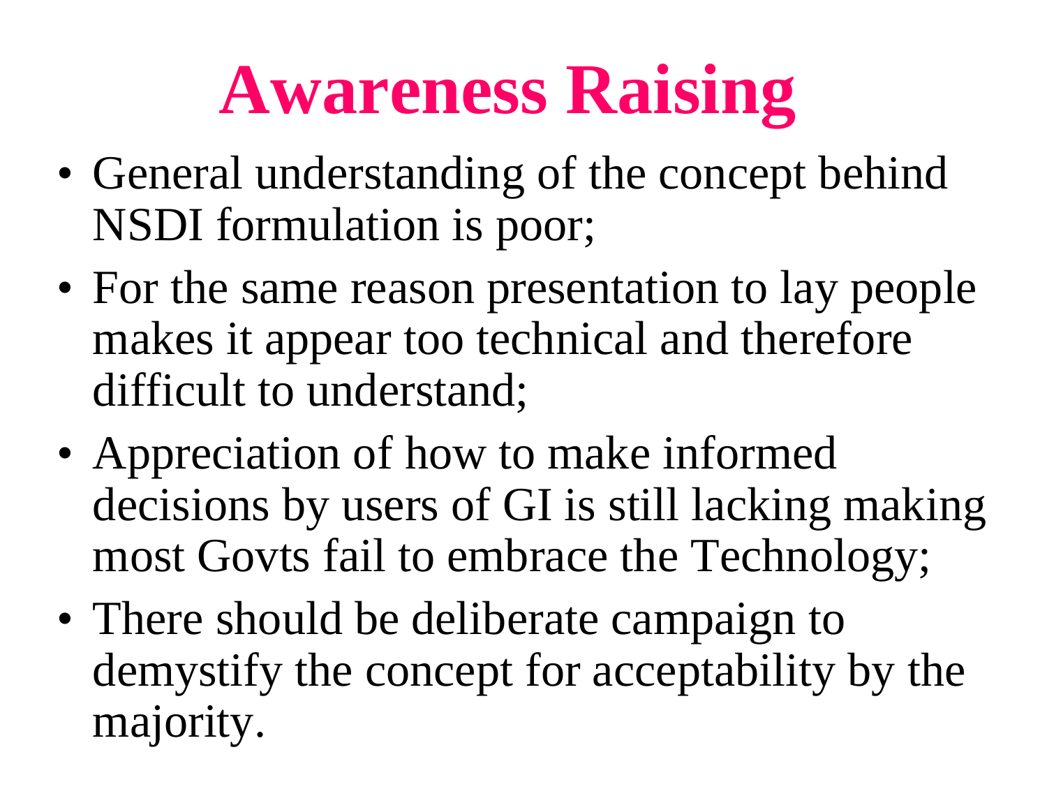# Awareness Raising

- General understanding of the concept behind NSDI formulation is poor;
- For the same reason presentation to lay people makes it appear too technical and therefore difficult to understand;
- Appreciation of how to make informed decisions by users of GI is still lacking making most Govts fail to embrace the Technology;
- There should be deliberate campaign to demystify the concept for acceptability by the majority.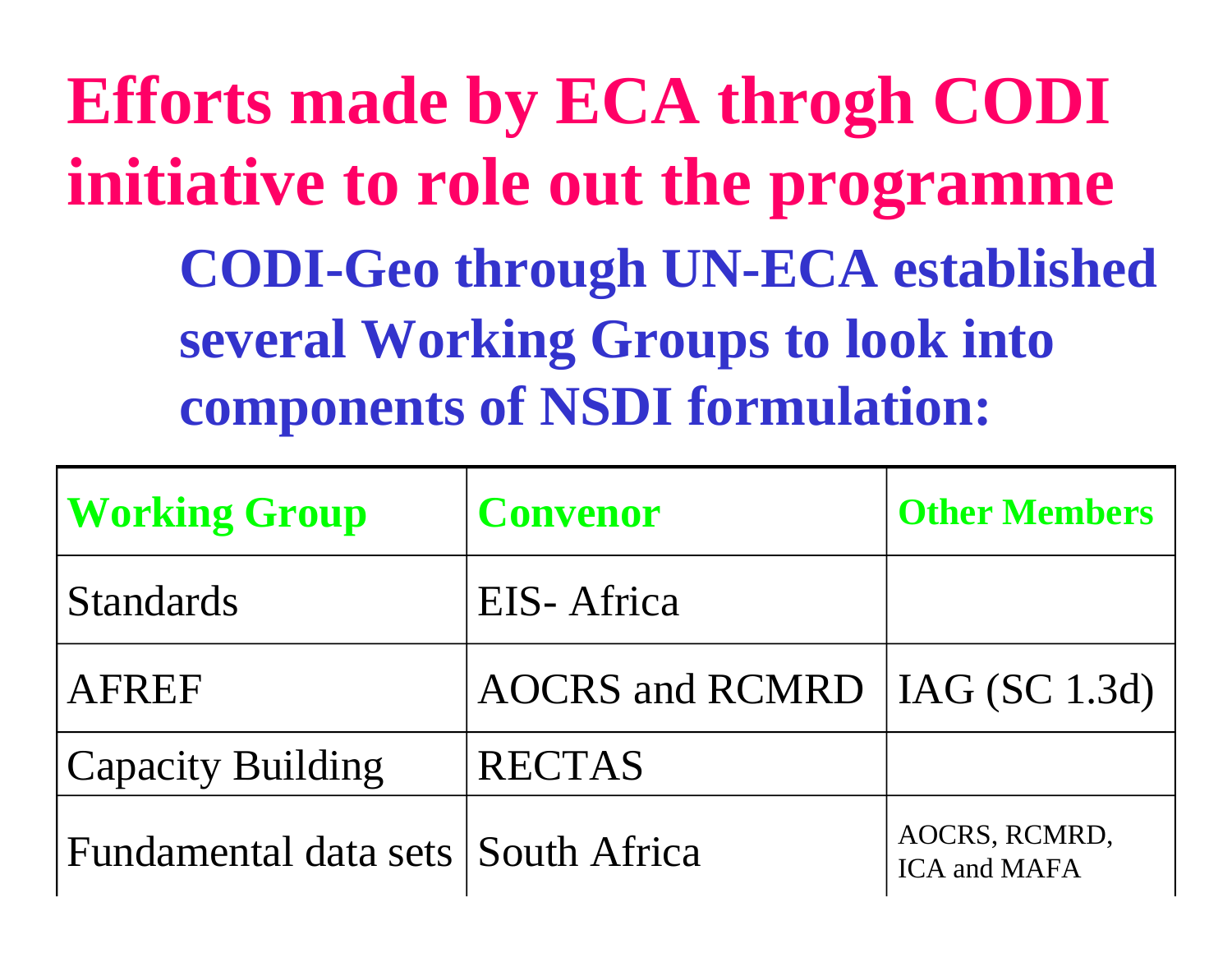# Efforts made by ECA throgh CODI initiative to role out the programme

**CODI-Geo through UN-ECA established several Working Groups to look into components of NSDI formulation:**

| Working Group | Convenor | Other Members |
|---|---|---|
| Standards | EIS- Africa | |
| AFREF | AOCRS and RCMRD | IAG (SC 1.3d) |
| Capacity Building | RECTAS | |
| Fundamental data sets | South Africa | AOCRS, RCMRD, ICA and MAFA |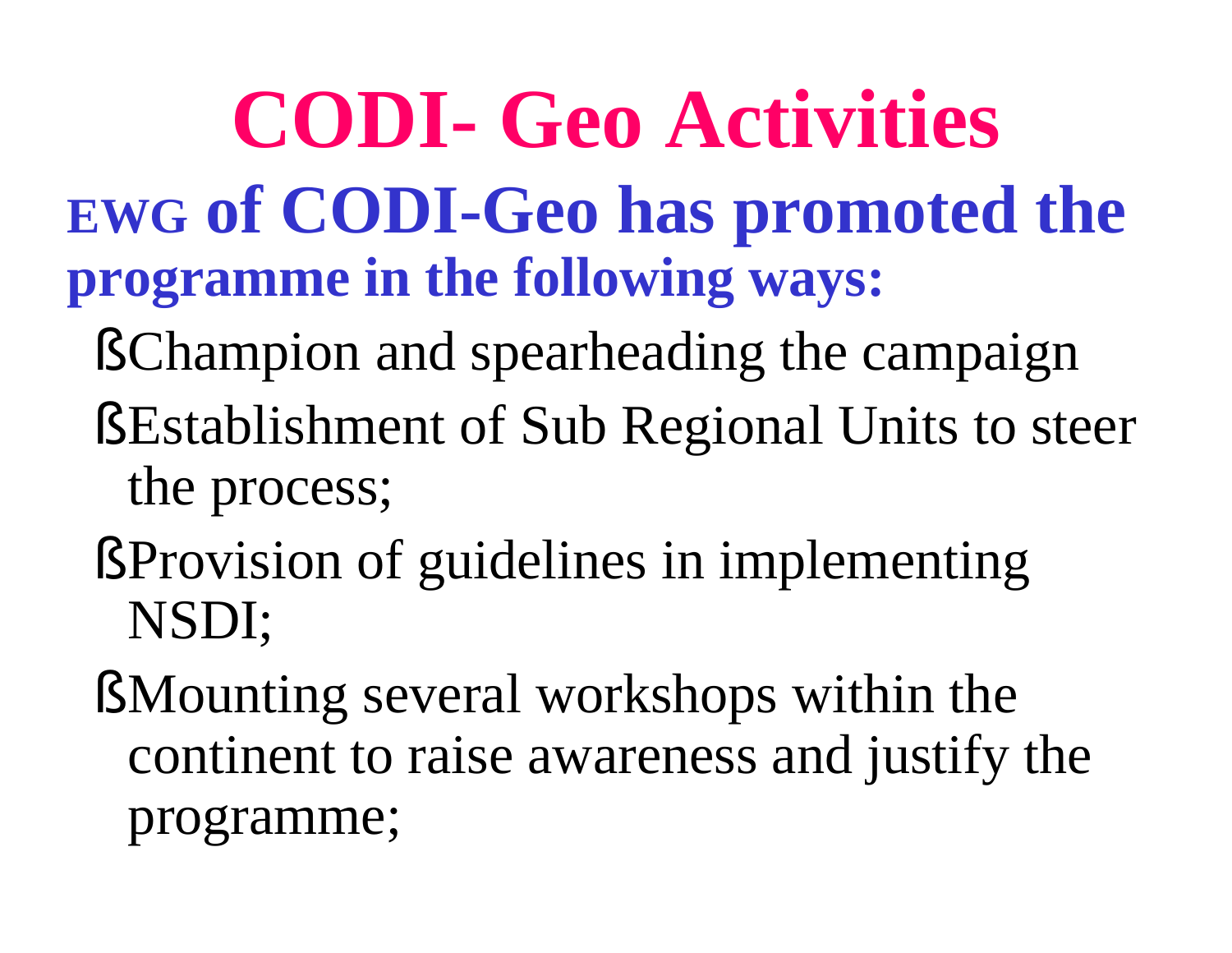# CODI- Geo Activities

**EWG of CODI-Geo has promoted the programme in the following ways:**

- Champion and spearheading the campaign
- Establishment of Sub Regional Units to steer the process;
- Provision of guidelines in implementing NSDI;
- Mounting several workshops within the continent to raise awareness and justify the programme;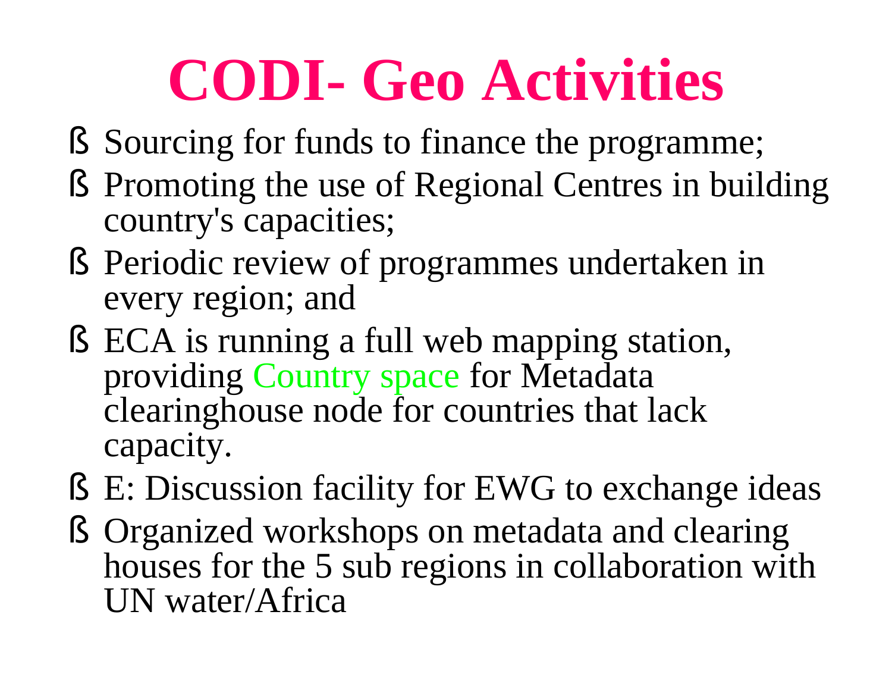# CODI- Geo Activities

- Sourcing for funds to finance the programme;
- Promoting the use of Regional Centres in building country's capacities;
- Periodic review of programmes undertaken in every region; and
- ECA is running a full web mapping station, providing Country space for Metadata clearinghouse node for countries that lack capacity.
- E: Discussion facility for EWG to exchange ideas
- Organized workshops on metadata and clearing houses for the 5 sub regions in collaboration with UN water/Africa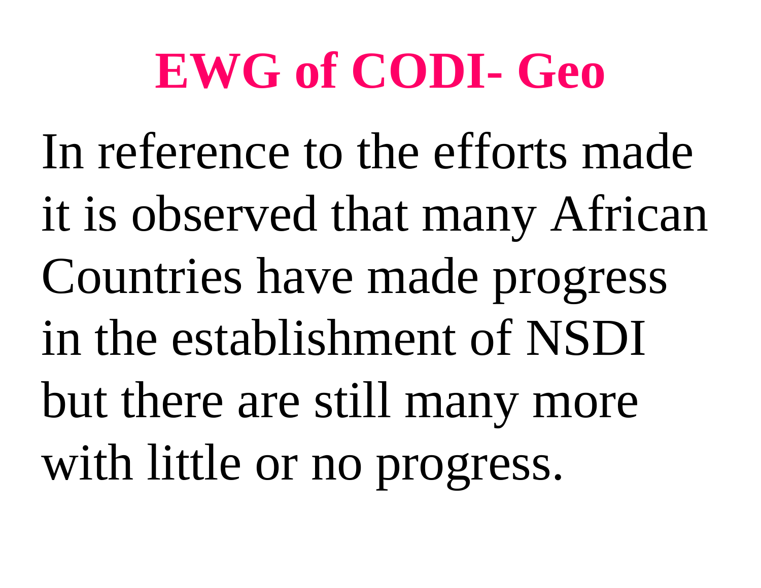# EWG of CODI- Geo

In reference to the efforts made it is observed that many African Countries have made progress in the establishment of NSDI but there are still many more with little or no progress.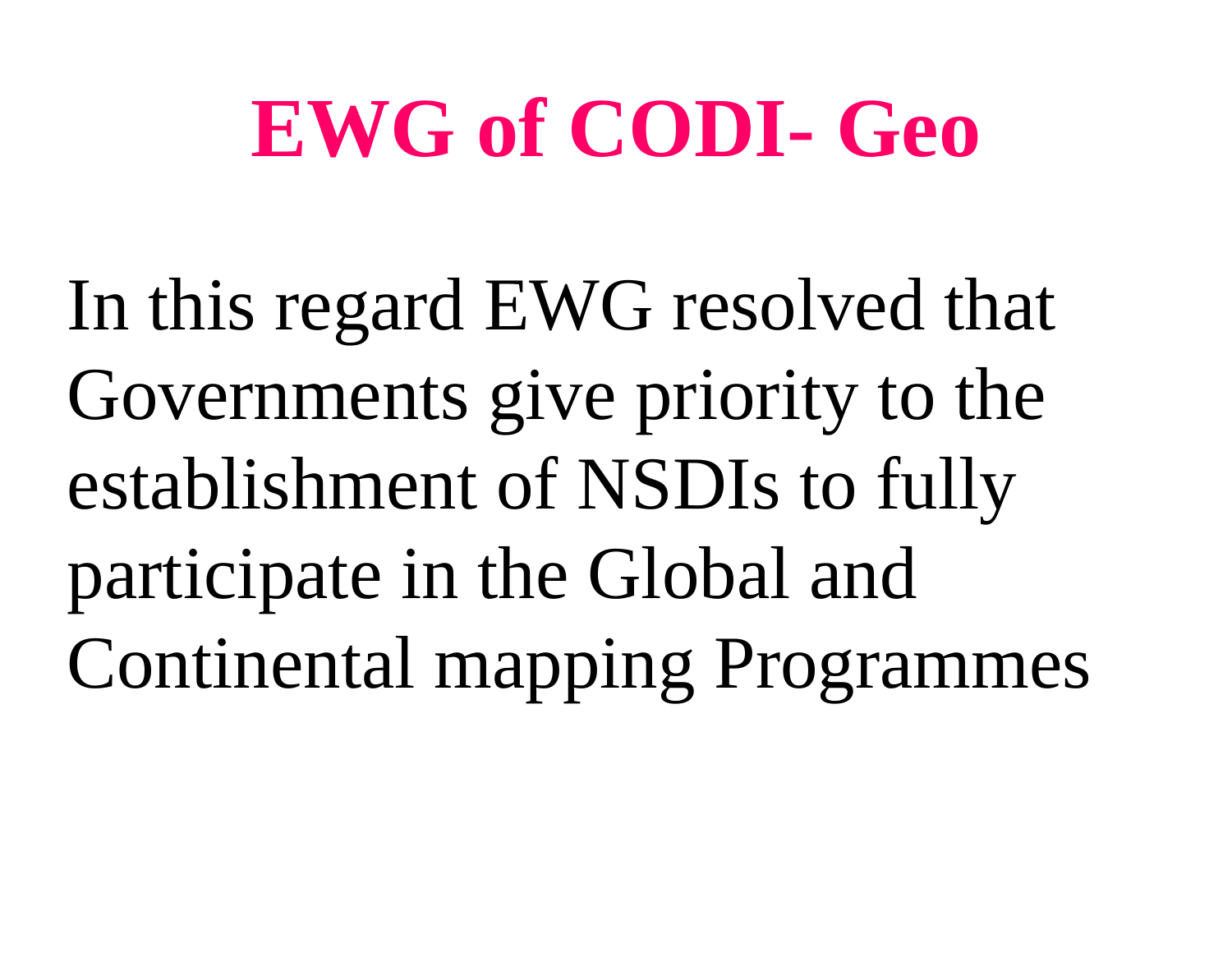# EWG of CODI- Geo

In this regard EWG resolved that Governments give priority to the establishment of NSDIs to fully participate in the Global and Continental mapping Programmes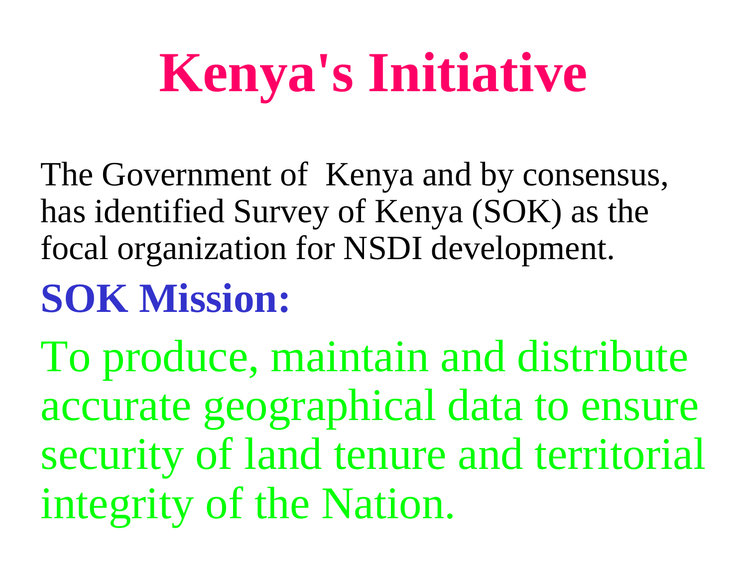# Kenya's Initiative

The Government of Kenya and by consensus, has identified Survey of Kenya (SOK) as the focal organization for NSDI development.

## SOK Mission:

To produce, maintain and distribute accurate geographical data to ensure security of land tenure and territorial integrity of the Nation.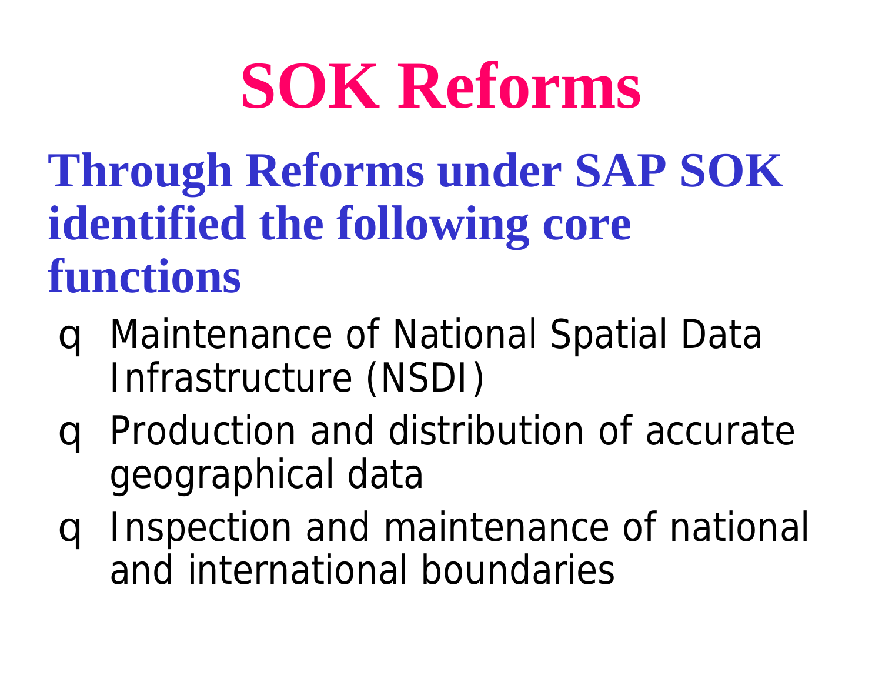# SOK Reforms

**Through Reforms under SAP SOK identified the following core functions**

- Maintenance of National Spatial Data Infrastructure (NSDI)
- Production and distribution of accurate geographical data
- Inspection and maintenance of national and international boundaries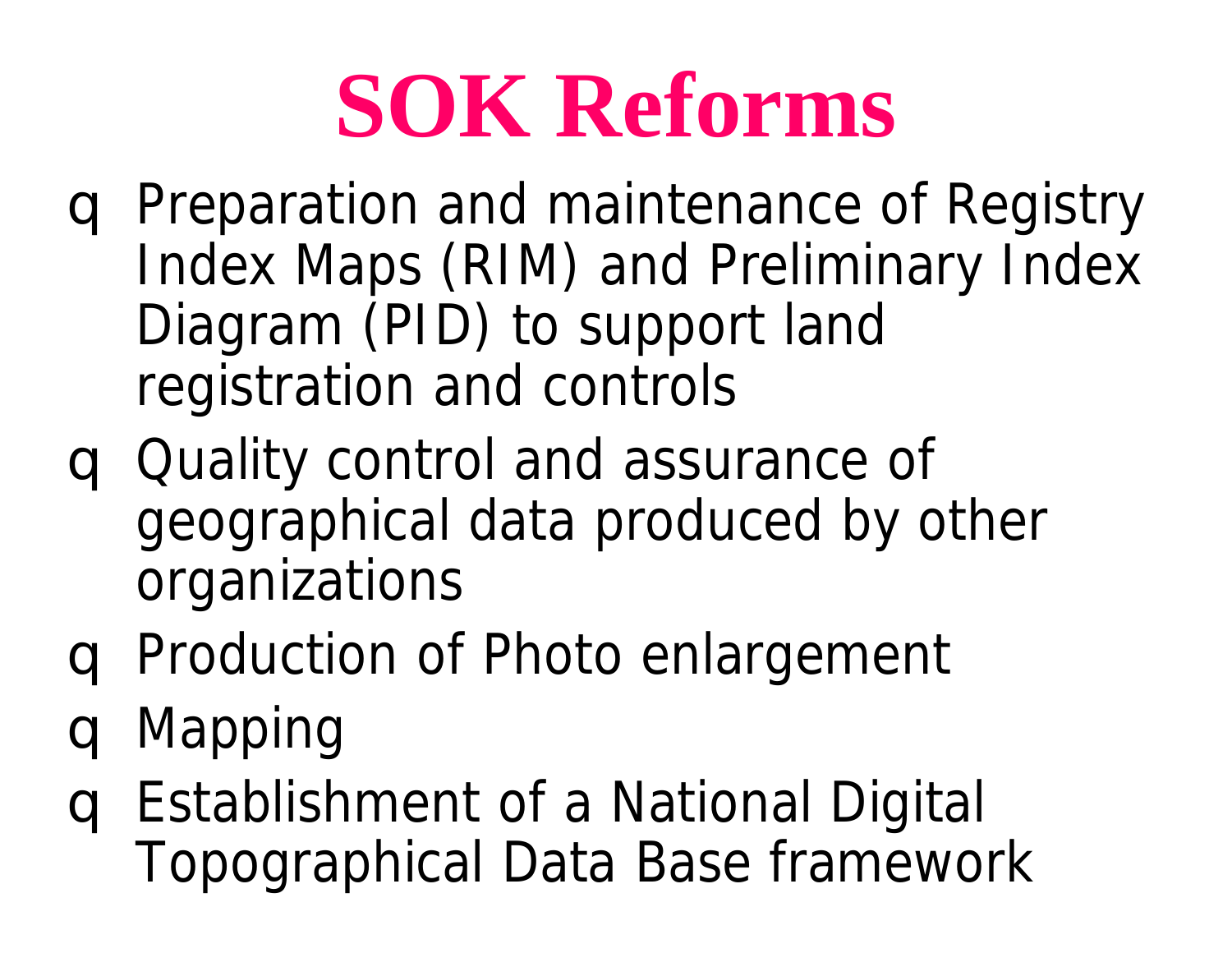# SOK Reforms

- Preparation and maintenance of Registry Index Maps (RIM) and Preliminary Index Diagram (PID) to support land registration and controls
- Quality control and assurance of geographical data produced by other organizations
- Production of Photo enlargement
- Mapping
- Establishment of a National Digital Topographical Data Base framework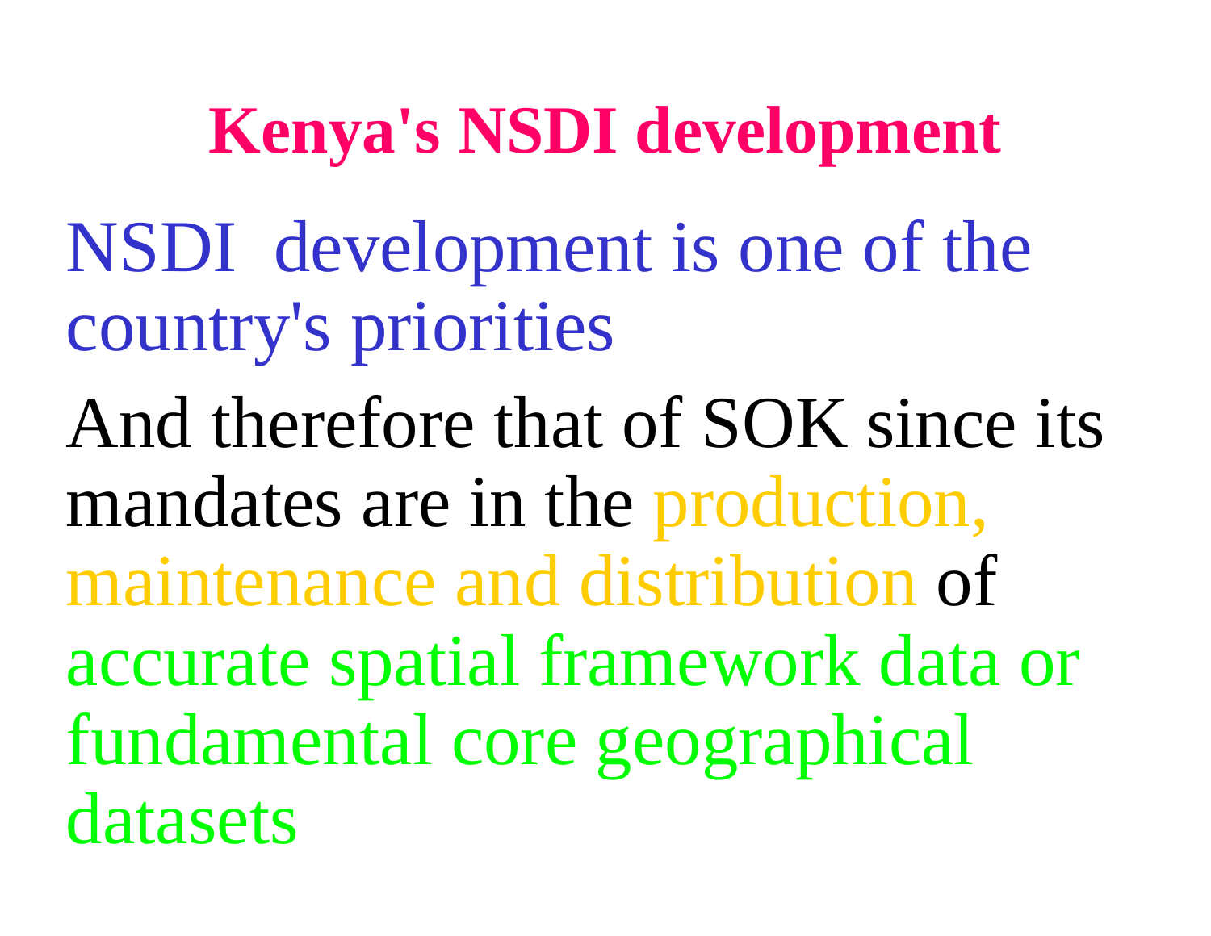# Kenya's NSDI development

NSDI development is one of the country's priorities

And therefore that of SOK since its mandates are in the production, maintenance and distribution of accurate spatial framework data or fundamental core geographical datasets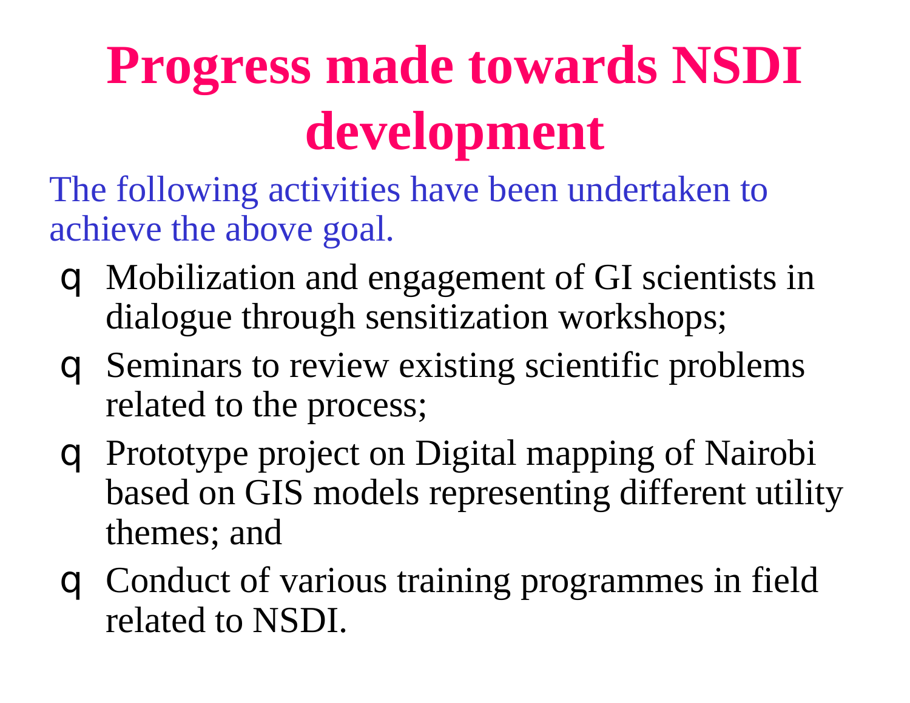# Progress made towards NSDI development

The following activities have been undertaken to achieve the above goal.

- Mobilization and engagement of GI scientists in dialogue through sensitization workshops;
- Seminars to review existing scientific problems related to the process;
- Prototype project on Digital mapping of Nairobi based on GIS models representing different utility themes; and
- Conduct of various training programmes in field related to NSDI.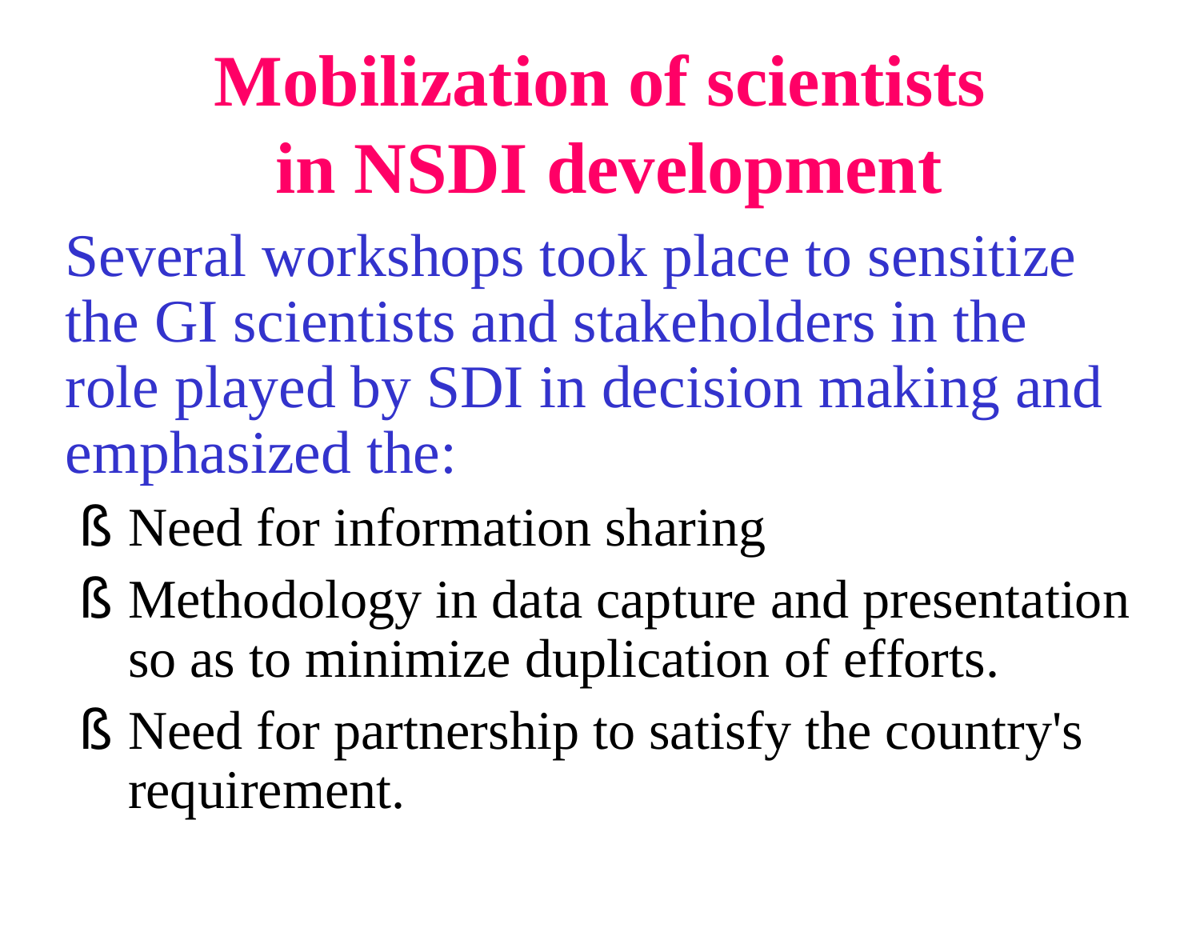# Mobilization of scientists in NSDI development

Several workshops took place to sensitize the GI scientists and stakeholders in the role played by SDI in decision making and emphasized the:

- Need for information sharing
- Methodology in data capture and presentation so as to minimize duplication of efforts.
- Need for partnership to satisfy the country's requirement.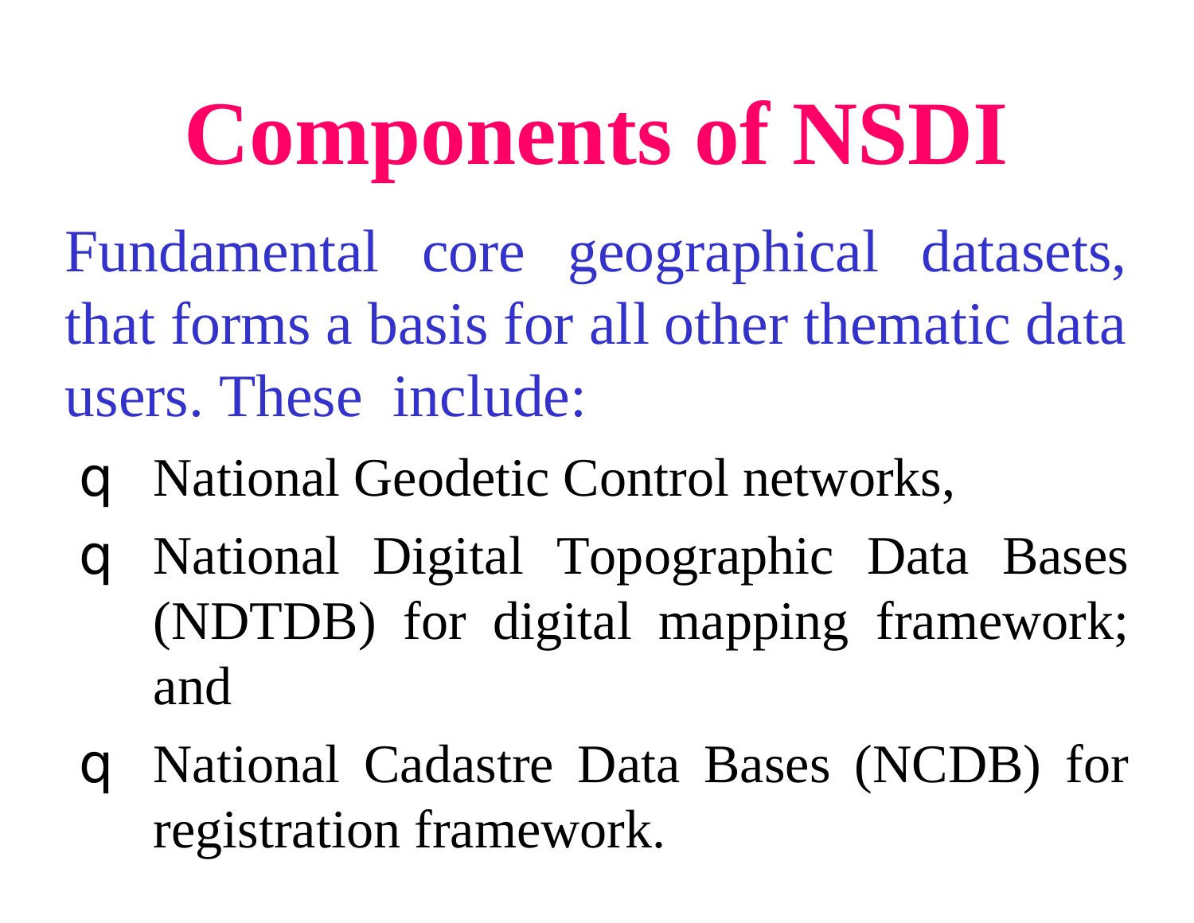# Components of NSDI

Fundamental core geographical datasets, that forms a basis for all other thematic data users. These include:

- National Geodetic Control networks,
- National Digital Topographic Data Bases (NDTDB) for digital mapping framework; and
- National Cadastre Data Bases (NCDB) for registration framework.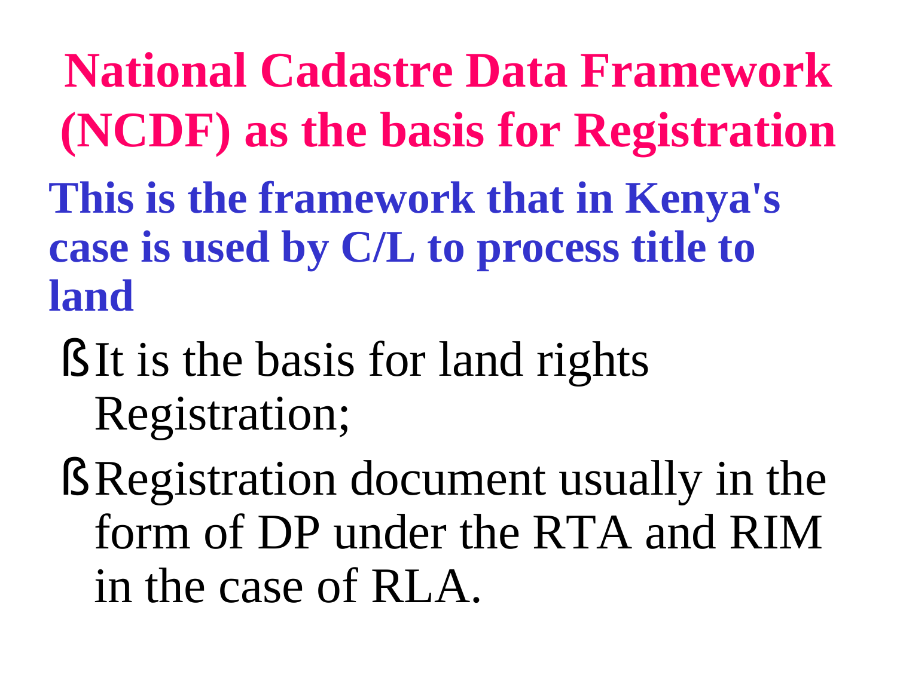# National Cadastre Data Framework (NCDF) as the basis for Registration

**This is the framework that in Kenya's case is used by C/L to process title to land**

- It is the basis for land rights Registration;
- Registration document usually in the form of DP under the RTA and RIM in the case of RLA.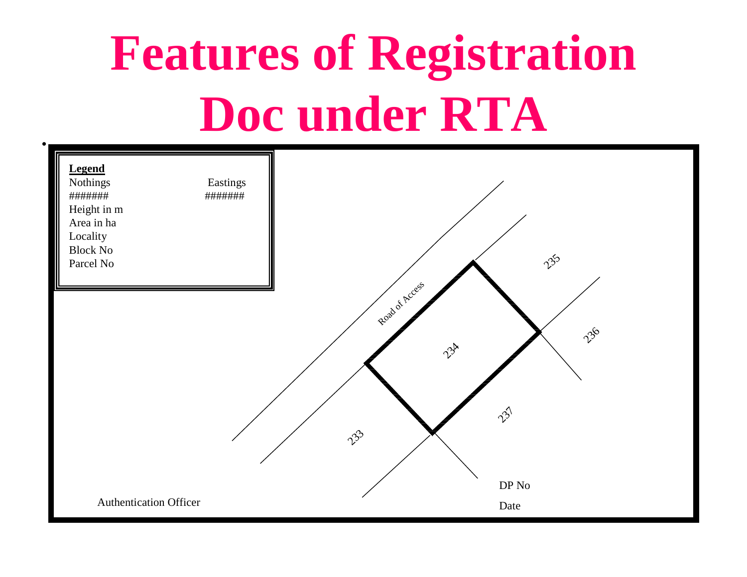# Features of Registration Doc under RTA

**Legend**

| Nothings | Eastings |
| --- | --- |
| ####### | ####### |

Height in m

Area in ha

Locality

Block No

Parcel No

Road of Access

235

236

234

233

237

DP No

Date

Authentication Officer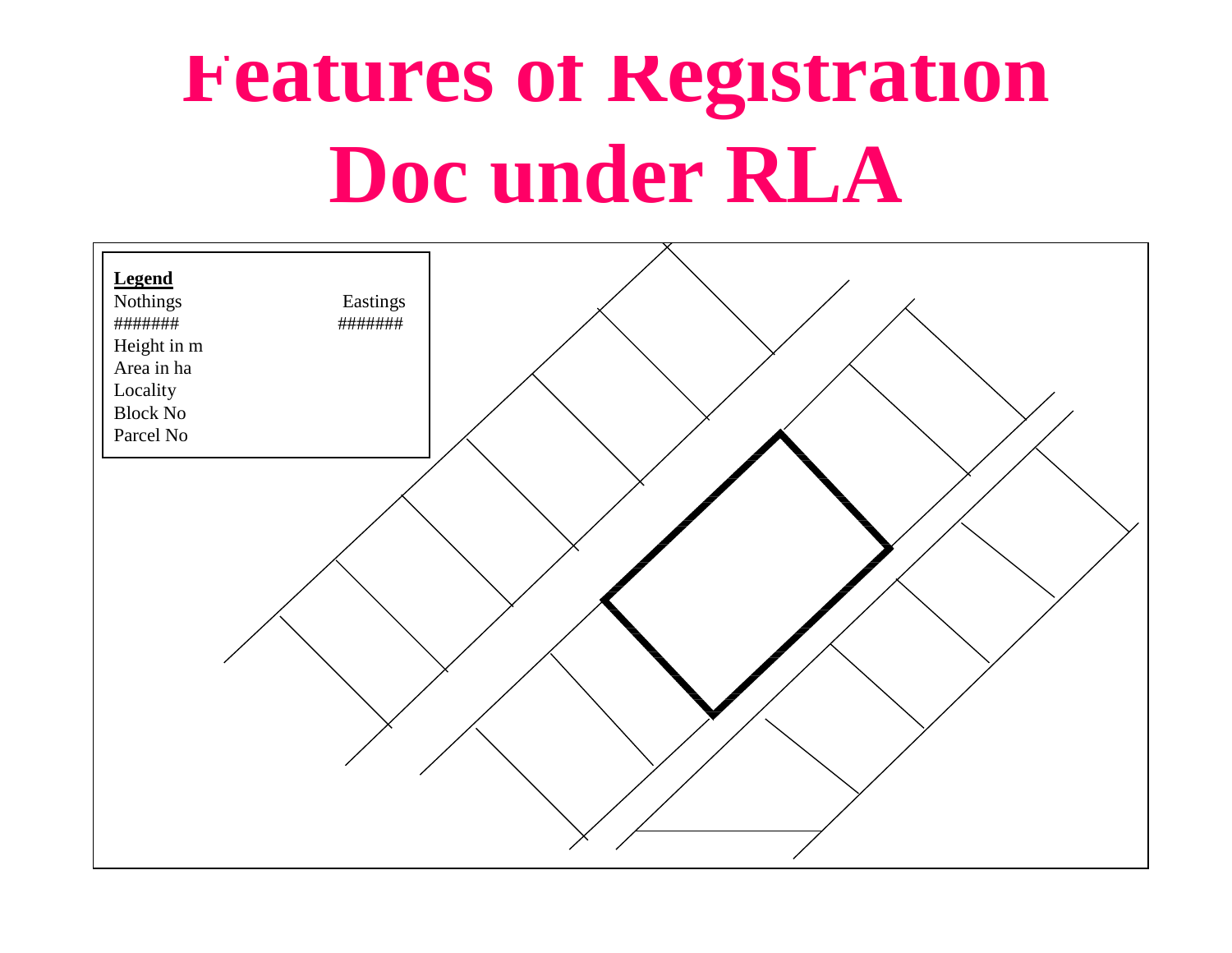# Features of Registration Doc under RLA

**Legend**

Nothings Eastings

####### #######

Height in m

Area in ha

Locality

Block No

Parcel No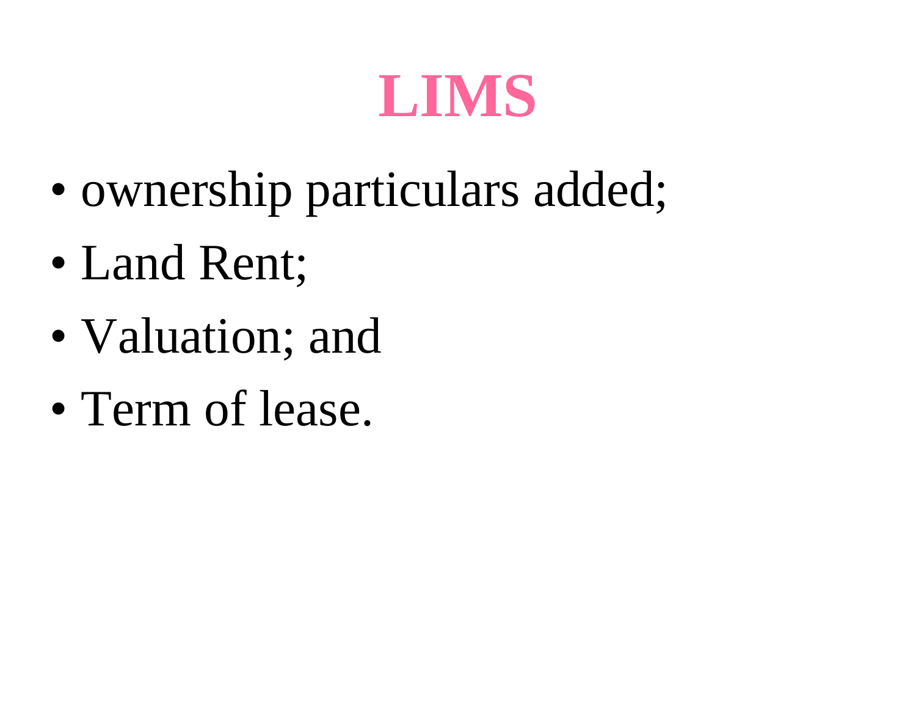# LIMS

- ownership particulars added;
- Land Rent;
- Valuation; and
- Term of lease.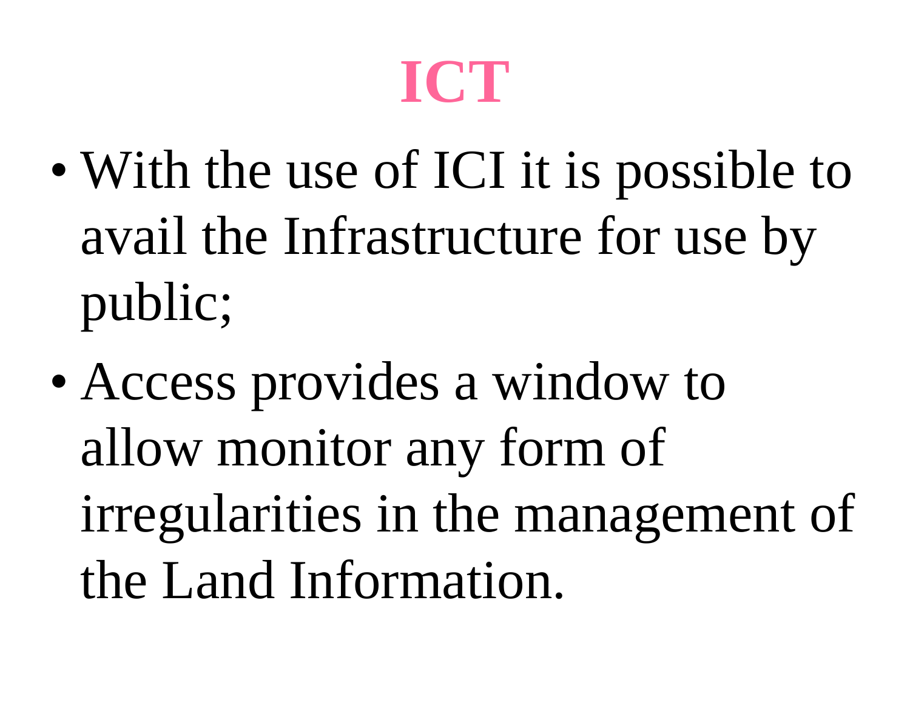# ICT

- With the use of ICI it is possible to avail the Infrastructure for use by public;
- Access provides a window to allow monitor any form of irregularities in the management of the Land Information.